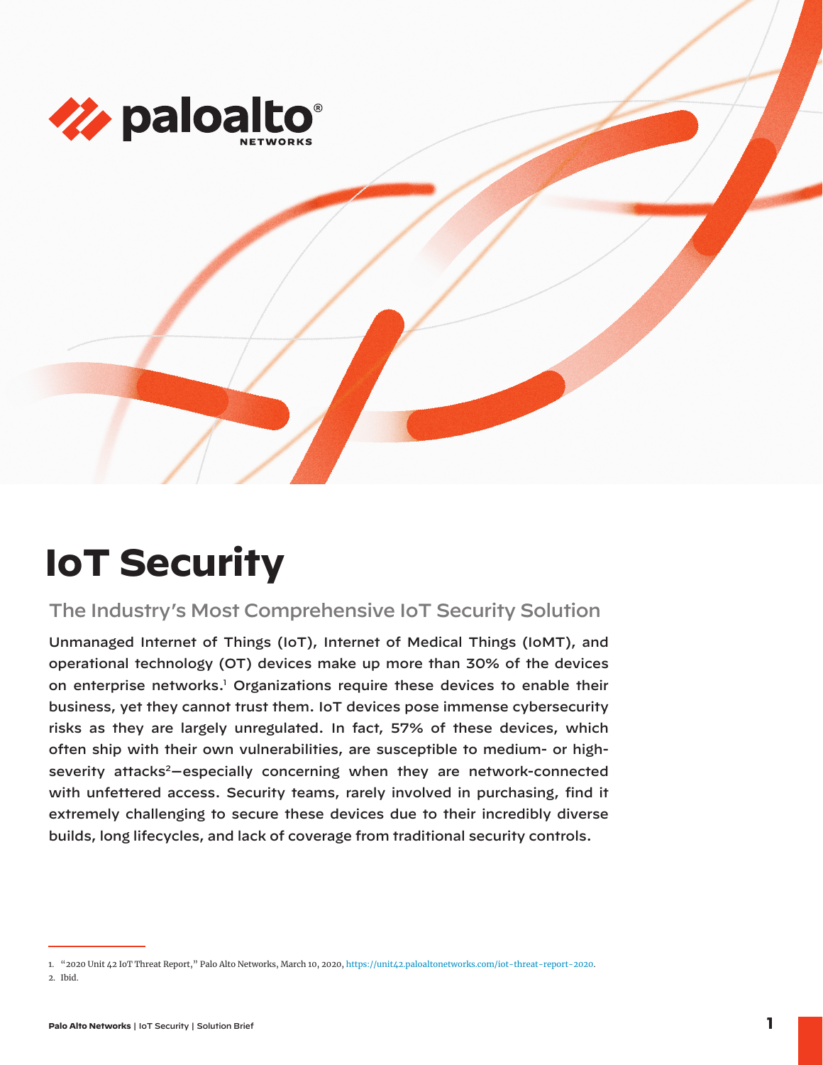# IoT Security

## The Industry's Most Comprehensive IoT Security Solution

Unmanaged Internet of Things (IoT), Internet of Medical Things (IoMT), and operational technology (OT) devices make up more than 30% of the devices on enterprise networks.[1] Organizations require these devices to enable their business, yet they cannot trust them. IoT devices pose immense cybersecurity risks as they are largely unregulated. In fact, 57% of these devices, which often ship with their own vulnerabilities, are susceptible to medium- or high-severity attacks[2]—especially concerning when they are network-connected with unfettered access. Security teams, rarely involved in purchasing, find it extremely challenging to secure these devices due to their incredibly diverse builds, long lifecycles, and lack of coverage from traditional security controls.

1. "2020 Unit 42 IoT Threat Report," Palo Alto Networks, March 10, 2020, https://unit42.paloaltonetworks.com/iot-threat-report-2020.
2. Ibid.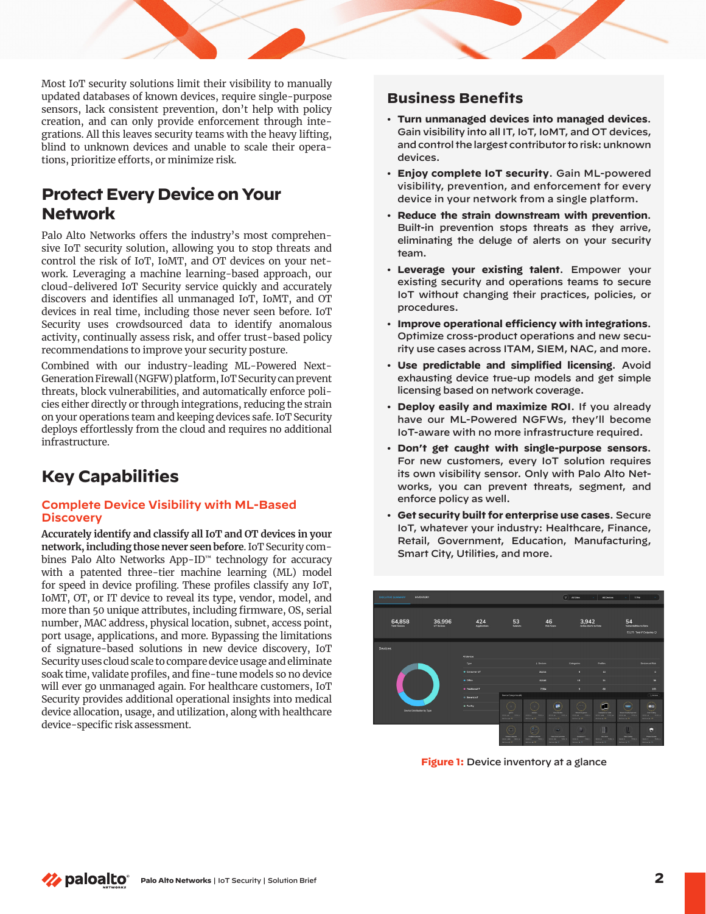Most IoT security solutions limit their visibility to manually updated databases of known devices, require single-purpose sensors, lack consistent prevention, don't help with policy creation, and can only provide enforcement through integrations. All this leaves security teams with the heavy lifting, blind to unknown devices and unable to scale their operations, prioritize efforts, or minimize risk.

## Protect Every Device on Your Network

Palo Alto Networks offers the industry's most comprehensive IoT security solution, allowing you to stop threats and control the risk of IoT, IoMT, and OT devices on your network. Leveraging a machine learning-based approach, our cloud-delivered IoT Security service quickly and accurately discovers and identifies all unmanaged IoT, IoMT, and OT devices in real time, including those never seen before. IoT Security uses crowdsourced data to identify anomalous activity, continually assess risk, and offer trust-based policy recommendations to improve your security posture.

Combined with our industry-leading ML-Powered Next-Generation Firewall (NGFW) platform, IoT Security can prevent threats, block vulnerabilities, and automatically enforce policies either directly or through integrations, reducing the strain on your operations team and keeping devices safe. IoT Security deploys effortlessly from the cloud and requires no additional infrastructure.

## Key Capabilities

### Complete Device Visibility with ML-Based Discovery

**Accurately identify and classify all IoT and OT devices in your network, including those never seen before.** IoT Security combines Palo Alto Networks App-ID™ technology for accuracy with a patented three-tier machine learning (ML) model for speed in device profiling. These profiles classify any IoT, IoMT, OT, or IT device to reveal its type, vendor, model, and more than 50 unique attributes, including firmware, OS, serial number, MAC address, physical location, subnet, access point, port usage, applications, and more. Bypassing the limitations of signature-based solutions in new device discovery, IoT Security uses cloud scale to compare device usage and eliminate soak time, validate profiles, and fine-tune models so no device will ever go unmanaged again. For healthcare customers, IoT Security provides additional operational insights into medical device allocation, usage, and utilization, along with healthcare device-specific risk assessment.

## Business Benefits

- **Turn unmanaged devices into managed devices.** Gain visibility into all IT, IoT, IoMT, and OT devices, and control the largest contributor to risk: unknown devices.
- **Enjoy complete IoT security.** Gain ML-powered visibility, prevention, and enforcement for every device in your network from a single platform.
- **Reduce the strain downstream with prevention.** Built-in prevention stops threats as they arrive, eliminating the deluge of alerts on your security team.
- **Leverage your existing talent.** Empower your existing security and operations teams to secure IoT without changing their practices, policies, or procedures.
- **Improve operational efficiency with integrations.** Optimize cross-product operations and new security use cases across ITAM, SIEM, NAC, and more.
- **Use predictable and simplified licensing.** Avoid exhausting device true-up models and get simple licensing based on network coverage.
- **Deploy easily and maximize ROI.** If you already have our ML-Powered NGFWs, they'll become IoT-aware with no more infrastructure required.
- **Don't get caught with single-purpose sensors.** For new customers, every IoT solution requires its own visibility sensor. Only with Palo Alto Networks, you can prevent threats, segment, and enforce policy as well.
- **Get security built for enterprise use cases.** Secure IoT, whatever your industry: Healthcare, Finance, Retail, Government, Education, Manufacturing, Smart City, Utilities, and more.

**Figure 1:** Device inventory at a glance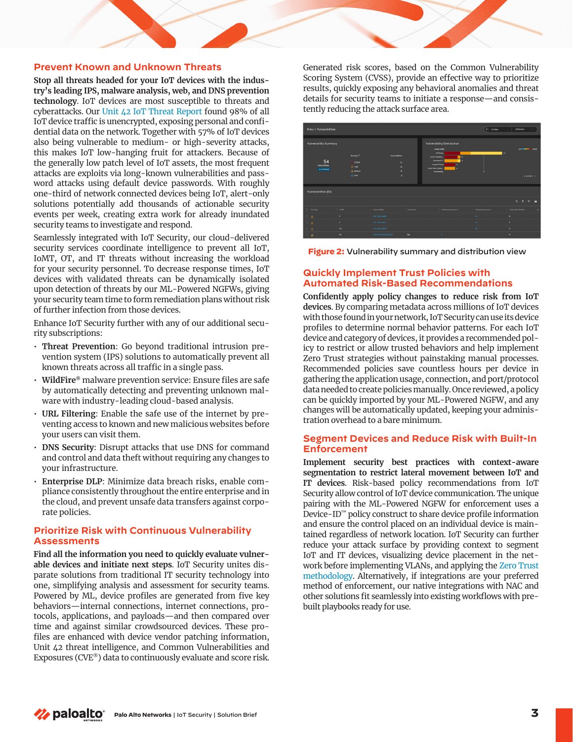## Prevent Known and Unknown Threats

**Stop all threats headed for your IoT devices with the industry's leading IPS, malware analysis, web, and DNS prevention technology.** IoT devices are most susceptible to threats and cyberattacks. Our Unit 42 IoT Threat Report found 98% of all IoT device traffic is unencrypted, exposing personal and confidential data on the network. Together with 57% of IoT devices also being vulnerable to medium- or high-severity attacks, this makes IoT low-hanging fruit for attackers. Because of the generally low patch level of IoT assets, the most frequent attacks are exploits via long-known vulnerabilities and password attacks using default device passwords. With roughly one-third of network connected devices being IoT, alert-only solutions potentially add thousands of actionable security events per week, creating extra work for already inundated security teams to investigate and respond.

Seamlessly integrated with IoT Security, our cloud-delivered security services coordinate intelligence to prevent all IoT, IoMT, OT, and IT threats without increasing the workload for your security personnel. To decrease response times, IoT devices with validated threats can be dynamically isolated upon detection of threats by our ML-Powered NGFWs, giving your security team time to form remediation plans without risk of further infection from those devices.

Enhance IoT Security further with any of our additional security subscriptions:

- **Threat Prevention**: Go beyond traditional intrusion prevention system (IPS) solutions to automatically prevent all known threats across all traffic in a single pass.
- **WildFire®** malware prevention service: Ensure files are safe by automatically detecting and preventing unknown malware with industry-leading cloud-based analysis.
- **URL Filtering**: Enable the safe use of the internet by preventing access to known and new malicious websites before your users can visit them.
- **DNS Security**: Disrupt attacks that use DNS for command and control and data theft without requiring any changes to your infrastructure.
- **Enterprise DLP**: Minimize data breach risks, enable compliance consistently throughout the entire enterprise and in the cloud, and prevent unsafe data transfers against corporate policies.

## Prioritize Risk with Continuous Vulnerability Assessments

**Find all the information you need to quickly evaluate vulnerable devices and initiate next steps.** IoT Security unites disparate solutions from traditional IT security technology into one, simplifying analysis and assessment for security teams. Powered by ML, device profiles are generated from five key behaviors—internal connections, internet connections, protocols, applications, and payloads—and then compared over time and against similar crowdsourced devices. These profiles are enhanced with device vendor patching information, Unit 42 threat intelligence, and Common Vulnerabilities and Exposures (CVE®) data to continuously evaluate and score risk.

Generated risk scores, based on the Common Vulnerability Scoring System (CVSS), provide an effective way to prioritize results, quickly exposing any behavioral anomalies and threat details for security teams to initiate a response—and consistently reducing the attack surface area.

**Figure 2:** Vulnerability summary and distribution view

## Quickly Implement Trust Policies with Automated Risk-Based Recommendations

**Confidently apply policy changes to reduce risk from IoT devices.** By comparing metadata across millions of IoT devices with those found in your network, IoT Security can use its device profiles to determine normal behavior patterns. For each IoT device and category of devices, it provides a recommended policy to restrict or allow trusted behaviors and help implement Zero Trust strategies without painstaking manual processes. Recommended policies save countless hours per device in gathering the application usage, connection, and port/protocol data needed to create policies manually. Once reviewed, a policy can be quickly imported by your ML-Powered NGFW, and any changes will be automatically updated, keeping your administration overhead to a bare minimum.

## Segment Devices and Reduce Risk with Built-In Enforcement

**Implement security best practices with context-aware segmentation to restrict lateral movement between IoT and IT devices.** Risk-based policy recommendations from IoT Security allow control of IoT device communication. The unique pairing with the ML-Powered NGFW for enforcement uses a Device-ID™ policy construct to share device profile information and ensure the control placed on an individual device is maintained regardless of network location. IoT Security can further reduce your attack surface by providing context to segment IoT and IT devices, visualizing device placement in the network before implementing VLANs, and applying the Zero Trust methodology. Alternatively, if integrations are your preferred method of enforcement, our native integrations with NAC and other solutions fit seamlessly into existing workflows with prebuilt playbooks ready for use.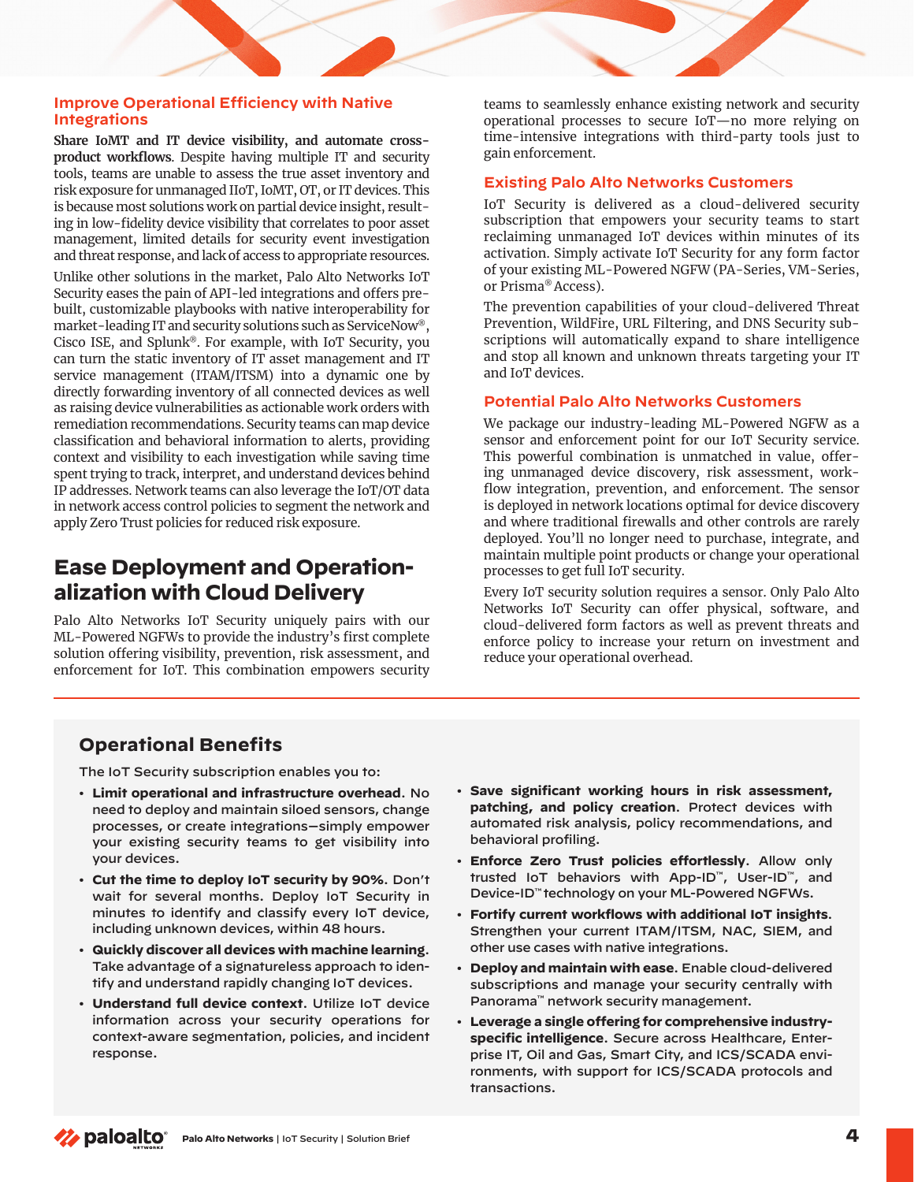### Improve Operational Efficiency with Native Integrations

**Share IoMT and IT device visibility, and automate cross-product workflows**. Despite having multiple IT and security tools, teams are unable to assess the true asset inventory and risk exposure for unmanaged IIoT, IoMT, OT, or IT devices. This is because most solutions work on partial device insight, resulting in low-fidelity device visibility that correlates to poor asset management, limited details for security event investigation and threat response, and lack of access to appropriate resources.

Unlike other solutions in the market, Palo Alto Networks IoT Security eases the pain of API-led integrations and offers prebuilt, customizable playbooks with native interoperability for market-leading IT and security solutions such as ServiceNow®, Cisco ISE, and Splunk®. For example, with IoT Security, you can turn the static inventory of IT asset management and IT service management (ITAM/ITSM) into a dynamic one by directly forwarding inventory of all connected devices as well as raising device vulnerabilities as actionable work orders with remediation recommendations. Security teams can map device classification and behavioral information to alerts, providing context and visibility to each investigation while saving time spent trying to track, interpret, and understand devices behind IP addresses. Network teams can also leverage the IoT/OT data in network access control policies to segment the network and apply Zero Trust policies for reduced risk exposure.

## Ease Deployment and Operationalization with Cloud Delivery

Palo Alto Networks IoT Security uniquely pairs with our ML-Powered NGFWs to provide the industry's first complete solution offering visibility, prevention, risk assessment, and enforcement for IoT. This combination empowers security teams to seamlessly enhance existing network and security operational processes to secure IoT—no more relying on time-intensive integrations with third-party tools just to gain enforcement.

### Existing Palo Alto Networks Customers

IoT Security is delivered as a cloud-delivered security subscription that empowers your security teams to start reclaiming unmanaged IoT devices within minutes of its activation. Simply activate IoT Security for any form factor of your existing ML-Powered NGFW (PA-Series, VM-Series, or Prisma® Access).

The prevention capabilities of your cloud-delivered Threat Prevention, WildFire, URL Filtering, and DNS Security subscriptions will automatically expand to share intelligence and stop all known and unknown threats targeting your IT and IoT devices.

### Potential Palo Alto Networks Customers

We package our industry-leading ML-Powered NGFW as a sensor and enforcement point for our IoT Security service. This powerful combination is unmatched in value, offering unmanaged device discovery, risk assessment, workflow integration, prevention, and enforcement. The sensor is deployed in network locations optimal for device discovery and where traditional firewalls and other controls are rarely deployed. You'll no longer need to purchase, integrate, and maintain multiple point products or change your operational processes to get full IoT security.

Every IoT security solution requires a sensor. Only Palo Alto Networks IoT Security can offer physical, software, and cloud-delivered form factors as well as prevent threats and enforce policy to increase your return on investment and reduce your operational overhead.

## Operational Benefits

The IoT Security subscription enables you to:

- **Limit operational and infrastructure overhead**. No need to deploy and maintain siloed sensors, change processes, or create integrations—simply empower your existing security teams to get visibility into your devices.
- **Cut the time to deploy IoT security by 90%**. Don't wait for several months. Deploy IoT Security in minutes to identify and classify every IoT device, including unknown devices, within 48 hours.
- **Quickly discover all devices with machine learning**. Take advantage of a signatureless approach to identify and understand rapidly changing IoT devices.
- **Understand full device context**. Utilize IoT device information across your security operations for context-aware segmentation, policies, and incident response.
- **Save significant working hours in risk assessment, patching, and policy creation**. Protect devices with automated risk analysis, policy recommendations, and behavioral profiling.
- **Enforce Zero Trust policies effortlessly**. Allow only trusted IoT behaviors with App-ID™, User-ID™, and Device-ID™ technology on your ML-Powered NGFWs.
- **Fortify current workflows with additional IoT insights**. Strengthen your current ITAM/ITSM, NAC, SIEM, and other use cases with native integrations.
- **Deploy and maintain with ease**. Enable cloud-delivered subscriptions and manage your security centrally with Panorama™ network security management.
- **Leverage a single offering for comprehensive industry-specific intelligence**. Secure across Healthcare, Enterprise IT, Oil and Gas, Smart City, and ICS/SCADA environments, with support for ICS/SCADA protocols and transactions.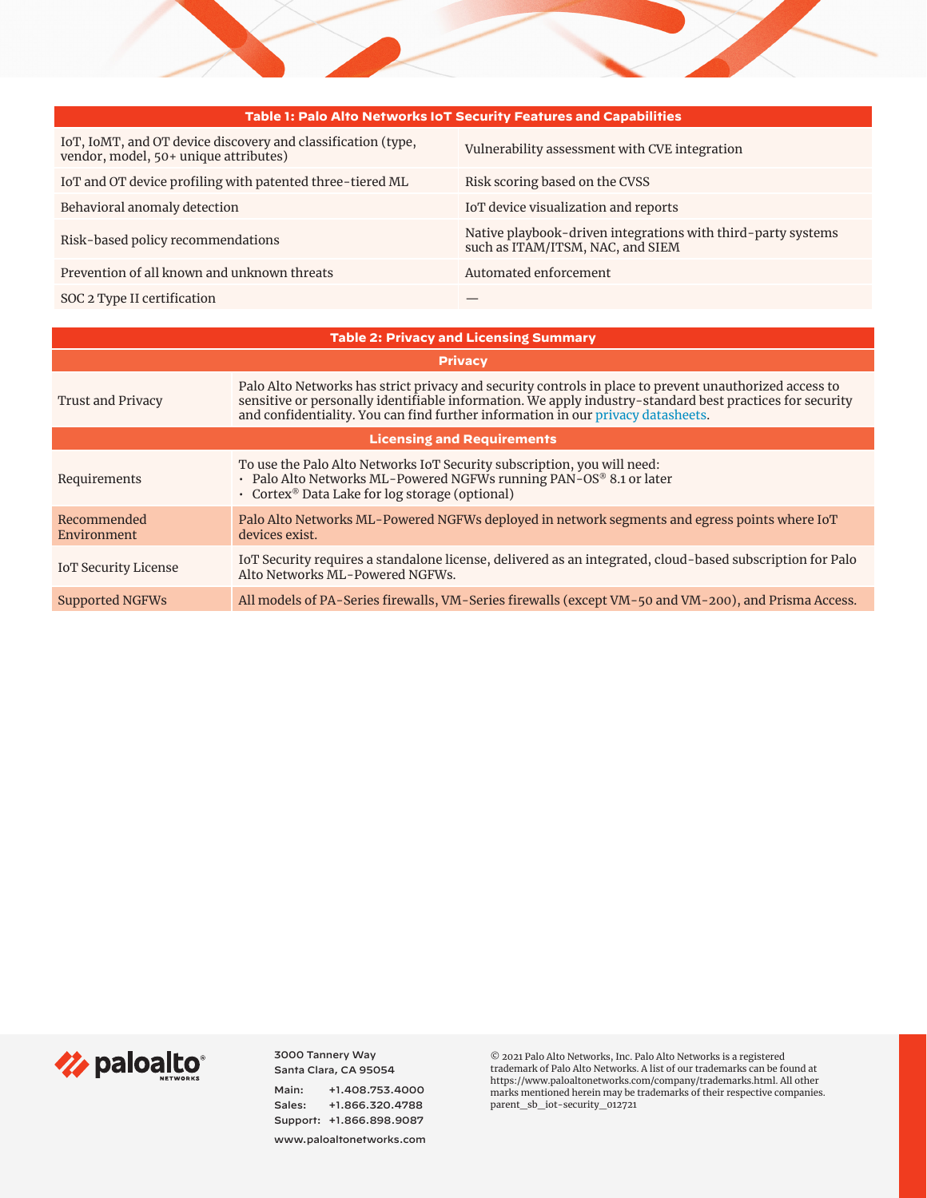| Table 1: Palo Alto Networks IoT Security Features and Capabilities | |
|---|---|
| IoT, IoMT, and OT device discovery and classification (type, vendor, model, 50+ unique attributes) | Vulnerability assessment with CVE integration |
| IoT and OT device profiling with patented three-tiered ML | Risk scoring based on the CVSS |
| Behavioral anomaly detection | IoT device visualization and reports |
| Risk-based policy recommendations | Native playbook-driven integrations with third-party systems such as ITAM/ITSM, NAC, and SIEM |
| Prevention of all known and unknown threats | Automated enforcement |
| SOC 2 Type II certification | — |

| Table 2: Privacy and Licensing Summary | |
|---|---|
| **Privacy** | |
| Trust and Privacy | Palo Alto Networks has strict privacy and security controls in place to prevent unauthorized access to sensitive or personally identifiable information. We apply industry-standard best practices for security and confidentiality. You can find further information in our privacy datasheets. |
| **Licensing and Requirements** | |
| Requirements | To use the Palo Alto Networks IoT Security subscription, you will need: • Palo Alto Networks ML-Powered NGFWs running PAN-OS® 8.1 or later • Cortex® Data Lake for log storage (optional) |
| Recommended Environment | Palo Alto Networks ML-Powered NGFWs deployed in network segments and egress points where IoT devices exist. |
| IoT Security License | IoT Security requires a standalone license, delivered as an integrated, cloud-based subscription for Palo Alto Networks ML-Powered NGFWs. |
| Supported NGFWs | All models of PA-Series firewalls, VM-Series firewalls (except VM-50 and VM-200), and Prisma Access. |

paloalto® NETWORKS

3000 Tannery Way
Santa Clara, CA 95054

Main: +1.408.753.4000
Sales: +1.866.320.4788
Support: +1.866.898.9087

www.paloaltonetworks.com

© 2021 Palo Alto Networks, Inc. Palo Alto Networks is a registered trademark of Palo Alto Networks. A list of our trademarks can be found at https://www.paloaltonetworks.com/company/trademarks.html. All other marks mentioned herein may be trademarks of their respective companies. parent_sb_iot-security_012721